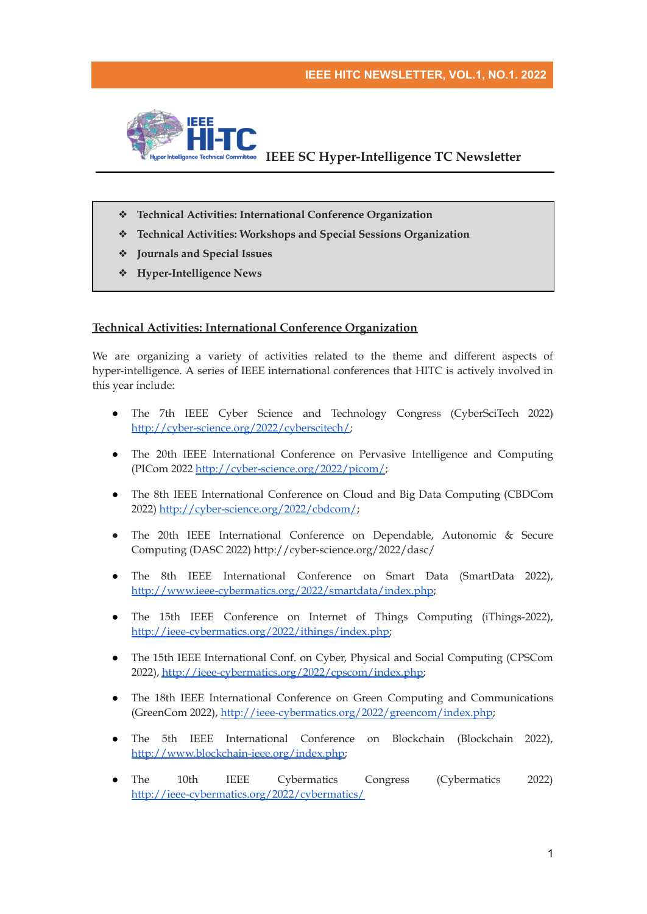# IEEE SC Hyper-Intelligence TC Newsletter

- ❖ **Technical Activities: International Conference Organization**
- ❖ **Technical Activities: Workshops and Special Sessions Organization**
- ❖ **Journals and Special Issues**
- ❖ **Hyper-Intelligence News**

## Technical Activities: International Conference Organization

We are organizing a variety of activities related to the theme and different aspects of hyper-intelligence. A series of IEEE international conferences that HITC is actively involved in this year include:

- The 7th IEEE Cyber Science and Technology Congress (CyberSciTech 2022) http://cyber-science.org/2022/cyberscitech/;
- The 20th IEEE International Conference on Pervasive Intelligence and Computing (PICom 2022 http://cyber-science.org/2022/picom/;
- The 8th IEEE International Conference on Cloud and Big Data Computing (CBDCom 2022) http://cyber-science.org/2022/cbdcom/;
- The 20th IEEE International Conference on Dependable, Autonomic & Secure Computing (DASC 2022) http://cyber-science.org/2022/dasc/
- The 8th IEEE International Conference on Smart Data (SmartData 2022), http://www.ieee-cybermatics.org/2022/smartdata/index.php;
- The 15th IEEE Conference on Internet of Things Computing (iThings-2022), http://ieee-cybermatics.org/2022/ithings/index.php;
- The 15th IEEE International Conf. on Cyber, Physical and Social Computing (CPSCom 2022), http://ieee-cybermatics.org/2022/cpscom/index.php;
- The 18th IEEE International Conference on Green Computing and Communications (GreenCom 2022), http://ieee-cybermatics.org/2022/greencom/index.php;
- The 5th IEEE International Conference on Blockchain (Blockchain 2022), http://www.blockchain-ieee.org/index.php;
- The 10th IEEE Cybermatics Congress (Cybermatics 2022) http://ieee-cybermatics.org/2022/cybermatics/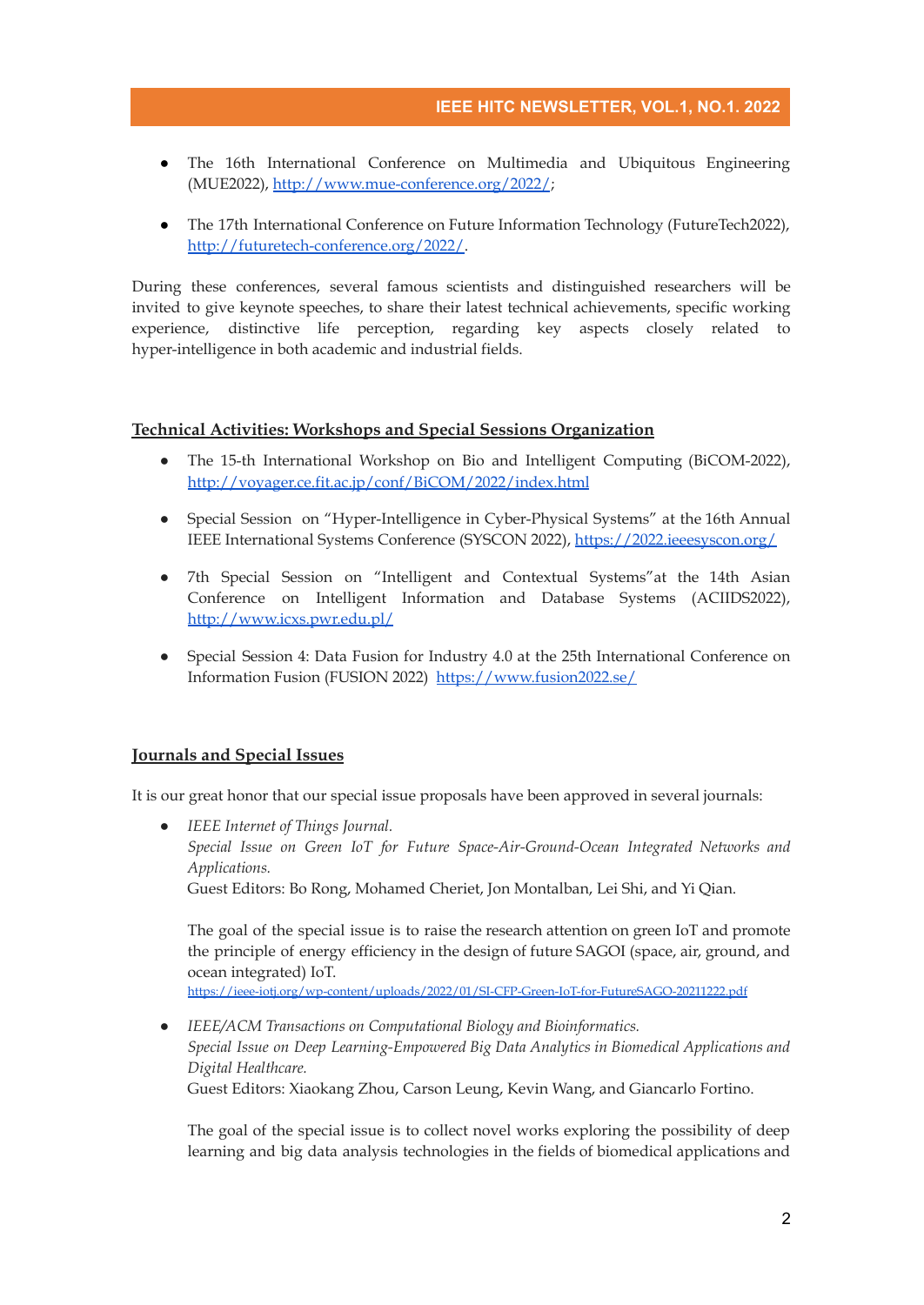- The 16th International Conference on Multimedia and Ubiquitous Engineering (MUE2022), http://www.mue-conference.org/2022/;

- The 17th International Conference on Future Information Technology (FutureTech2022), http://futuretech-conference.org/2022/.

During these conferences, several famous scientists and distinguished researchers will be invited to give keynote speeches, to share their latest technical achievements, specific working experience, distinctive life perception, regarding key aspects closely related to hyper-intelligence in both academic and industrial fields.

## Technical Activities: Workshops and Special Sessions Organization

- The 15-th International Workshop on Bio and Intelligent Computing (BiCOM-2022), http://voyager.ce.fit.ac.jp/conf/BiCOM/2022/index.html

- Special Session on "Hyper-Intelligence in Cyber-Physical Systems" at the 16th Annual IEEE International Systems Conference (SYSCON 2022), https://2022.ieeesyscon.org/

- 7th Special Session on "Intelligent and Contextual Systems"at the 14th Asian Conference on Intelligent Information and Database Systems (ACIIDS2022), http://www.icxs.pwr.edu.pl/

- Special Session 4: Data Fusion for Industry 4.0 at the 25th International Conference on Information Fusion (FUSION 2022) https://www.fusion2022.se/

## Journals and Special Issues

It is our great honor that our special issue proposals have been approved in several journals:

- *IEEE Internet of Things Journal.*
  *Special Issue on Green IoT for Future Space-Air-Ground-Ocean Integrated Networks and Applications.*
  Guest Editors: Bo Rong, Mohamed Cheriet, Jon Montalban, Lei Shi, and Yi Qian.

  The goal of the special issue is to raise the research attention on green IoT and promote the principle of energy efficiency in the design of future SAGOI (space, air, ground, and ocean integrated) IoT.
  https://ieee-iotj.org/wp-content/uploads/2022/01/SI-CFP-Green-IoT-for-FutureSAGO-20211222.pdf

- *IEEE/ACM Transactions on Computational Biology and Bioinformatics.*
  *Special Issue on Deep Learning-Empowered Big Data Analytics in Biomedical Applications and Digital Healthcare.*
  Guest Editors: Xiaokang Zhou, Carson Leung, Kevin Wang, and Giancarlo Fortino.

  The goal of the special issue is to collect novel works exploring the possibility of deep learning and big data analysis technologies in the fields of biomedical applications and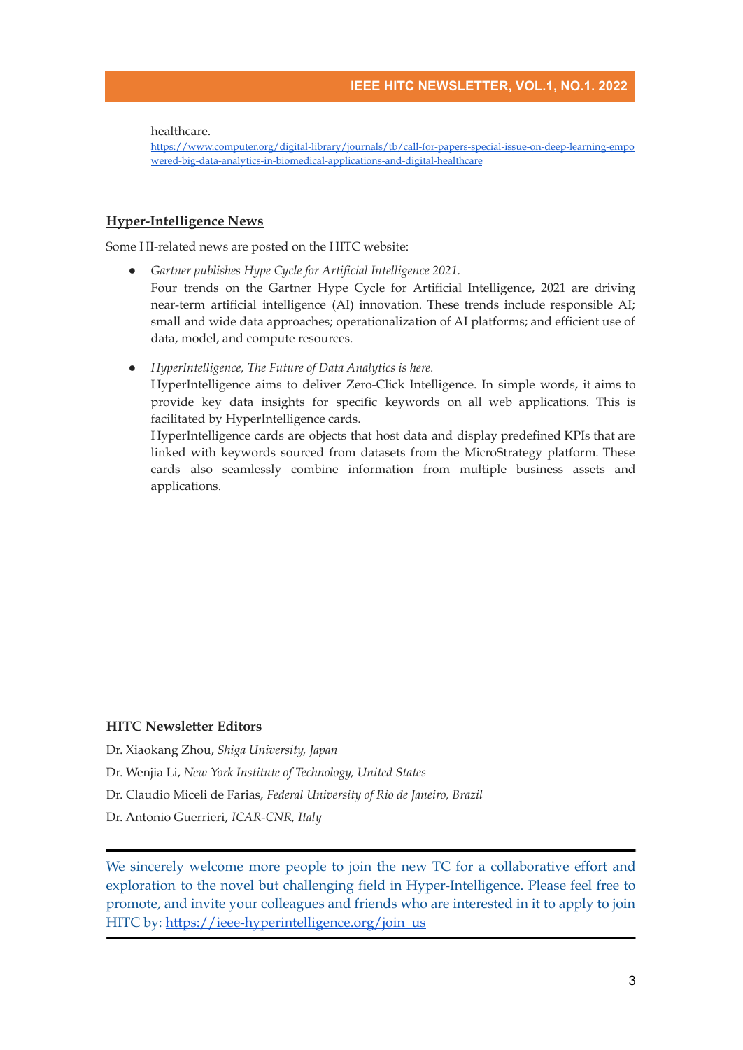healthcare. [https://www.computer.org/digital-library/journals/tb/call-for-papers-special-issue-on-deep-learning-empowered-big-data-analytics-in-biomedical-applications-and-digital-healthcare](https://www.computer.org/digital-library/journals/tb/call-for-papers-special-issue-on-deep-learning-empowered-big-data-analytics-in-biomedical-applications-and-digital-healthcare)

## Hyper-Intelligence News

Some HI-related news are posted on the HITC website:

- *Gartner publishes Hype Cycle for Artificial Intelligence 2021.*
  Four trends on the Gartner Hype Cycle for Artificial Intelligence, 2021 are driving near-term artificial intelligence (AI) innovation. These trends include responsible AI; small and wide data approaches; operationalization of AI platforms; and efficient use of data, model, and compute resources.

- *HyperIntelligence, The Future of Data Analytics is here.*
  HyperIntelligence aims to deliver Zero-Click Intelligence. In simple words, it aims to provide key data insights for specific keywords on all web applications. This is facilitated by HyperIntelligence cards.
  HyperIntelligence cards are objects that host data and display predefined KPIs that are linked with keywords sourced from datasets from the MicroStrategy platform. These cards also seamlessly combine information from multiple business assets and applications.

**HITC Newsletter Editors**

Dr. Xiaokang Zhou, *Shiga University, Japan*

Dr. Wenjia Li, *New York Institute of Technology, United States*

Dr. Claudio Miceli de Farias, *Federal University of Rio de Janeiro, Brazil*

Dr. Antonio Guerrieri, *ICAR-CNR, Italy*

---

We sincerely welcome more people to join the new TC for a collaborative effort and exploration to the novel but challenging field in Hyper-Intelligence. Please feel free to promote, and invite your colleagues and friends who are interested in it to apply to join HITC by: [https://ieee-hyperintelligence.org/join_us](https://ieee-hyperintelligence.org/join_us)

---